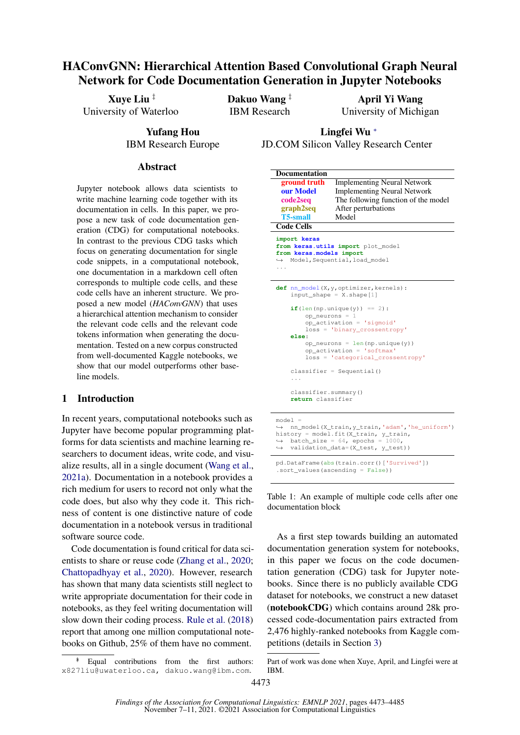# HAConvGNN: Hierarchical Attention Based Convolutional Graph Neural Network for Code Documentation Generation in Jupyter Notebooks

**Xuye Liu** [‡]
University of Waterloo

**Dakuo Wang** [‡]
IBM Research

**April Yi Wang**
University of Michigan

**Yufang Hou**
IBM Research Europe

**Lingfei Wu** [*]
JD.COM Silicon Valley Research Center

## Abstract

Jupyter notebook allows data scientists to write machine learning code together with its documentation in cells. In this paper, we propose a new task of code documentation generation (CDG) for computational notebooks. In contrast to the previous CDG tasks which focus on generating documentation for single code snippets, in a computational notebook, one documentation in a markdown cell often corresponds to multiple code cells, and these code cells have an inherent structure. We proposed a new model (*HAConvGNN*) that uses a hierarchical attention mechanism to consider the relevant code cells and the relevant code tokens information when generating the documentation. Tested on a new corpus constructed from well-documented Kaggle notebooks, we show that our model outperforms other baseline models.

## 1 Introduction

In recent years, computational notebooks such as Jupyter have become popular programming platforms for data scientists and machine learning researchers to document ideas, write code, and visualize results, all in a single document (Wang et al., 2021a). Documentation in a notebook provides a rich medium for users to record not only what the code does, but also why they code it. This richness of content is one distinctive nature of code documentation in a notebook versus in traditional software source code.

Code documentation is found critical for data scientists to share or reuse code (Zhang et al., 2020; Chattopadhyay et al., 2020). However, research has shown that many data scientists still neglect to write appropriate documentation for their code in notebooks, as they feel writing documentation will slow down their coding process. Rule et al. (2018) report that among one million computational notebooks on Github, 25% of them have no comment.

| Documentation | |
|---|---|
| **ground truth** | Implementing Neural Network |
| **our Model** | Implementing Neural Network |
| **code2seq** | The following function of the model |
| **graph2seq** | After perturbations |
| **T5-small** | Model |

**Code Cells**

```
import keras
from keras.utils import plot_model
from keras.models import
↪ Model,Sequential,load_model
...
```

```
def nn_model(X,y,optimizer,kernels):
    input_shape = X.shape[1]

    if(len(np.unique(y)) == 2):
        op_neurons = 1
        op_activation = 'sigmoid'
        loss = 'binary_crossentropy'
    else:
        op_neurons = len(np.unique(y))
        op_activation = 'softmax'
        loss = 'categorical_crossentropy'

    classifier = Sequential()
    ...

    classifier.summary()
    return classifier
```

```
model =
↪ nn_model(X_train,y_train,'adam','he_uniform')
history = model.fit(X_train, y_train,
↪ batch_size = 64, epochs = 1000,
↪ validation_data=(X_test, y_test))
```

```
pd.DataFrame(abs(train.corr()['Survived'])
.sort_values(ascending = False))
```

Table 1: An example of multiple code cells after one documentation block

As a first step towards building an automated documentation generation system for notebooks, in this paper we focus on the code documentation generation (CDG) task for Jupyter notebooks. Since there is no publicly available CDG dataset for notebooks, we construct a new dataset (**notebookCDG**) which contains around 28k processed code-documentation pairs extracted from 2,476 highly-ranked notebooks from Kaggle competitions (details in Section 3)

[‡] Equal contributions from the first authors: x827liu@uwaterloo.ca, dakuo.wang@ibm.com.

Part of work was done when Xuye, April, and Lingfei were at IBM.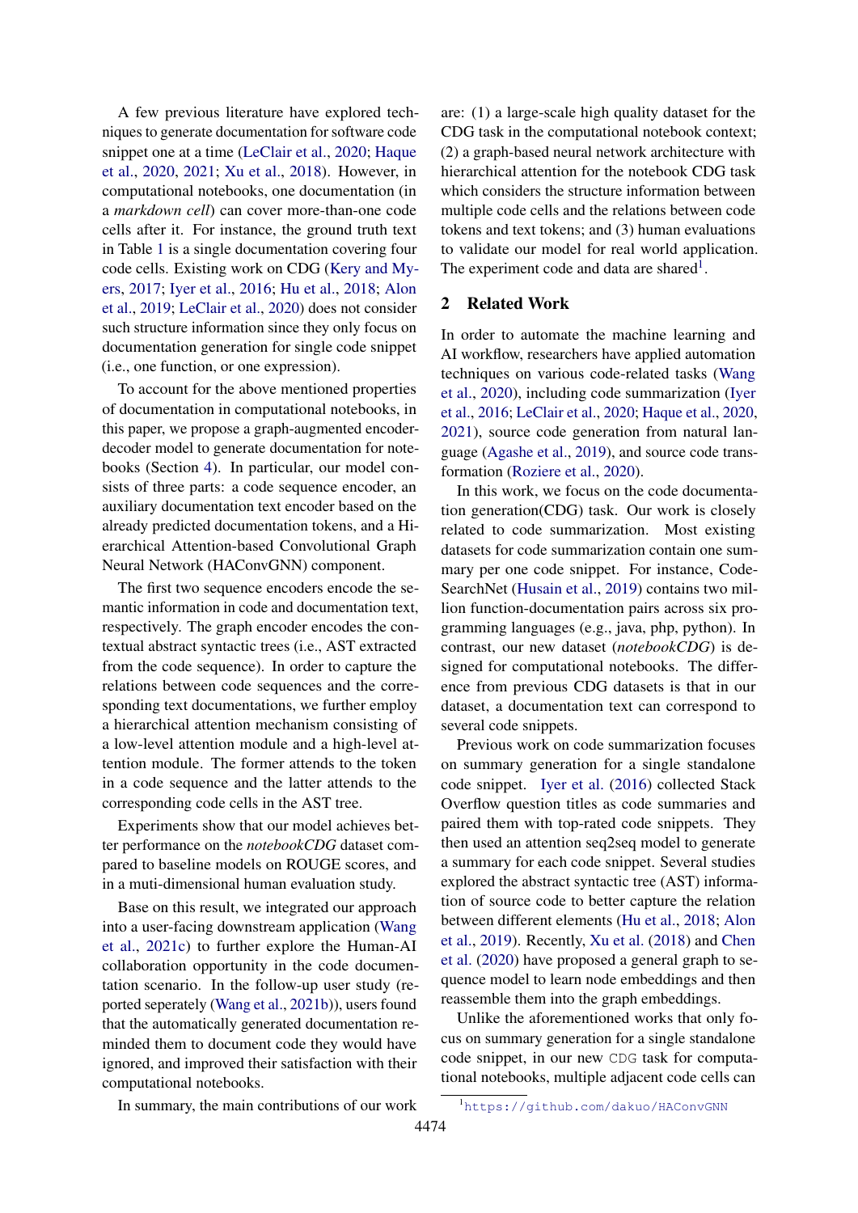A few previous literature have explored techniques to generate documentation for software code snippet one at a time (LeClair et al., 2020; Haque et al., 2020, 2021; Xu et al., 2018). However, in computational notebooks, one documentation (in a *markdown cell*) can cover more-than-one code cells after it. For instance, the ground truth text in Table 1 is a single documentation covering four code cells. Existing work on CDG (Kery and Myers, 2017; Iyer et al., 2016; Hu et al., 2018; Alon et al., 2019; LeClair et al., 2020) does not consider such structure information since they only focus on documentation generation for single code snippet (i.e., one function, or one expression).

To account for the above mentioned properties of documentation in computational notebooks, in this paper, we propose a graph-augmented encoder-decoder model to generate documentation for notebooks (Section 4). In particular, our model consists of three parts: a code sequence encoder, an auxiliary documentation text encoder based on the already predicted documentation tokens, and a Hierarchical Attention-based Convolutional Graph Neural Network (HAConvGNN) component.

The first two sequence encoders encode the semantic information in code and documentation text, respectively. The graph encoder encodes the contextual abstract syntactic trees (i.e., AST extracted from the code sequence). In order to capture the relations between code sequences and the corresponding text documentations, we further employ a hierarchical attention mechanism consisting of a low-level attention module and a high-level attention module. The former attends to the token in a code sequence and the latter attends to the corresponding code cells in the AST tree.

Experiments show that our model achieves better performance on the *notebookCDG* dataset compared to baseline models on ROUGE scores, and in a muti-dimensional human evaluation study.

Base on this result, we integrated our approach into a user-facing downstream application (Wang et al., 2021c) to further explore the Human-AI collaboration opportunity in the code documentation scenario. In the follow-up user study (reported seperately (Wang et al., 2021b)), users found that the automatically generated documentation reminded them to document code they would have ignored, and improved their satisfaction with their computational notebooks.

In summary, the main contributions of our work are: (1) a large-scale high quality dataset for the CDG task in the computational notebook context; (2) a graph-based neural network architecture with hierarchical attention for the notebook CDG task which considers the structure information between multiple code cells and the relations between code tokens and text tokens; and (3) human evaluations to validate our model for real world application. The experiment code and data are shared[1].

## 2 Related Work

In order to automate the machine learning and AI workflow, researchers have applied automation techniques on various code-related tasks (Wang et al., 2020), including code summarization (Iyer et al., 2016; LeClair et al., 2020; Haque et al., 2020, 2021), source code generation from natural language (Agashe et al., 2019), and source code transformation (Roziere et al., 2020).

In this work, we focus on the code documentation generation(CDG) task. Our work is closely related to code summarization. Most existing datasets for code summarization contain one summary per one code snippet. For instance, CodeSearchNet (Husain et al., 2019) contains two million function-documentation pairs across six programming languages (e.g., java, php, python). In contrast, our new dataset (*notebookCDG*) is designed for computational notebooks. The difference from previous CDG datasets is that in our dataset, a documentation text can correspond to several code snippets.

Previous work on code summarization focuses on summary generation for a single standalone code snippet. Iyer et al. (2016) collected Stack Overflow question titles as code summaries and paired them with top-rated code snippets. They then used an attention seq2seq model to generate a summary for each code snippet. Several studies explored the abstract syntactic tree (AST) information of source code to better capture the relation between different elements (Hu et al., 2018; Alon et al., 2019). Recently, Xu et al. (2018) and Chen et al. (2020) have proposed a general graph to sequence model to learn node embeddings and then reassemble them into the graph embeddings.

Unlike the aforementioned works that only focus on summary generation for a single standalone code snippet, in our new CDG task for computational notebooks, multiple adjacent code cells can

[1] https://github.com/dakuo/HAConvGNN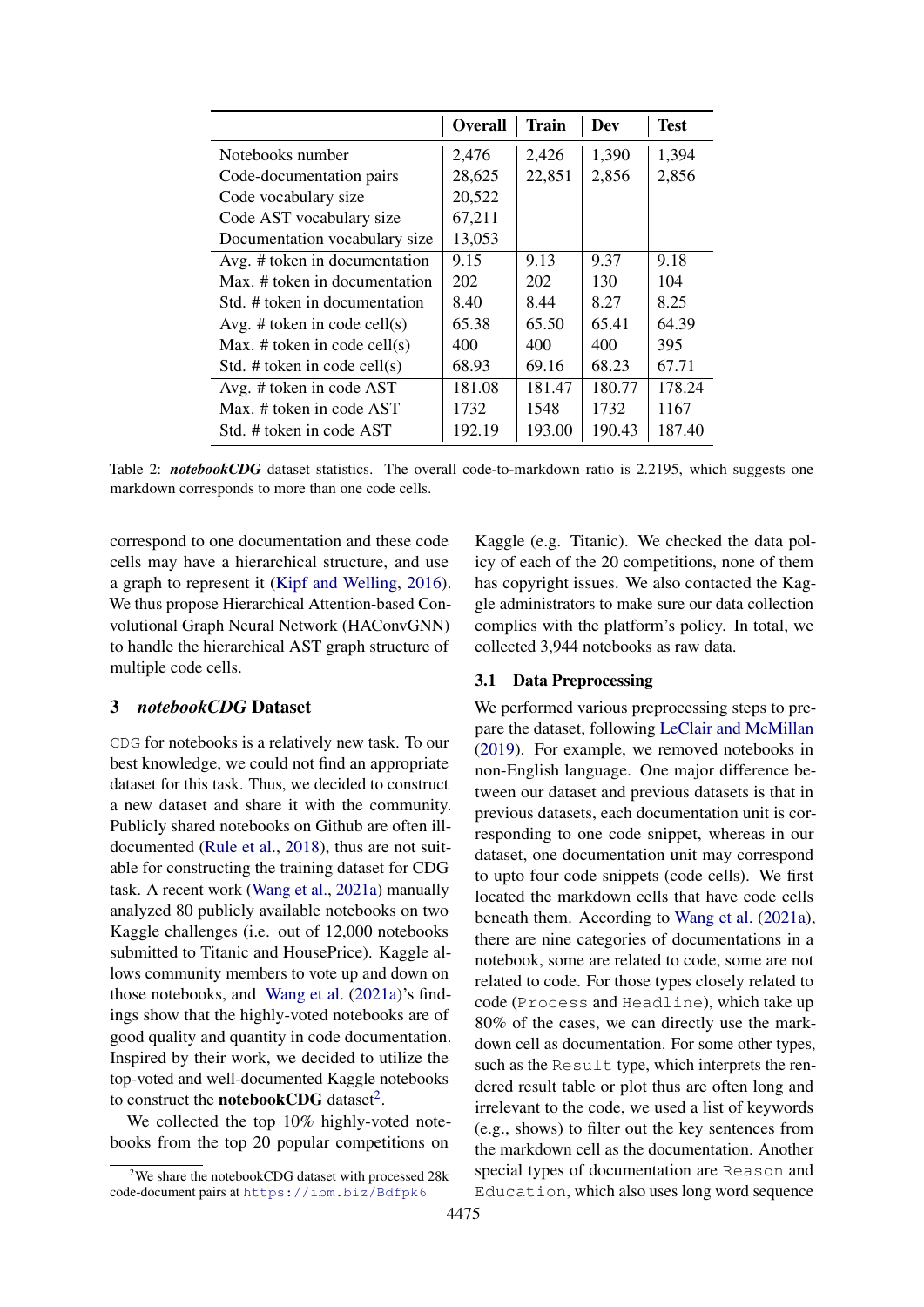| | Overall | Train | Dev | Test |
|---|---|---|---|---|
| Notebooks number | 2,476 | 2,426 | 1,390 | 1,394 |
| Code-documentation pairs | 28,625 | 22,851 | 2,856 | 2,856 |
| Code vocabulary size | 20,522 | | | |
| Code AST vocabulary size | 67,211 | | | |
| Documentation vocabulary size | 13,053 | | | |
| Avg. # token in documentation | 9.15 | 9.13 | 9.37 | 9.18 |
| Max. # token in documentation | 202 | 202 | 130 | 104 |
| Std. # token in documentation | 8.40 | 8.44 | 8.27 | 8.25 |
| Avg. # token in code cell(s) | 65.38 | 65.50 | 65.41 | 64.39 |
| Max. # token in code cell(s) | 400 | 400 | 400 | 395 |
| Std. # token in code cell(s) | 68.93 | 69.16 | 68.23 | 67.71 |
| Avg. # token in code AST | 181.08 | 181.47 | 180.77 | 178.24 |
| Max. # token in code AST | 1732 | 1548 | 1732 | 1167 |
| Std. # token in code AST | 192.19 | 193.00 | 190.43 | 187.40 |

Table 2: ***notebookCDG*** dataset statistics. The overall code-to-markdown ratio is 2.2195, which suggests one markdown corresponds to more than one code cells.

correspond to one documentation and these code cells may have a hierarchical structure, and use a graph to represent it (Kipf and Welling, 2016). We thus propose Hierarchical Attention-based Convolutional Graph Neural Network (HAConvGNN) to handle the hierarchical AST graph structure of multiple code cells.

## 3 *notebookCDG* Dataset

CDG for notebooks is a relatively new task. To our best knowledge, we could not find an appropriate dataset for this task. Thus, we decided to construct a new dataset and share it with the community. Publicly shared notebooks on Github are often ill-documented (Rule et al., 2018), thus are not suitable for constructing the training dataset for CDG task. A recent work (Wang et al., 2021a) manually analyzed 80 publicly available notebooks on two Kaggle challenges (i.e. out of 12,000 notebooks submitted to Titanic and HousePrice). Kaggle allows community members to vote up and down on those notebooks, and Wang et al. (2021a)'s findings show that the highly-voted notebooks are of good quality and quantity in code documentation. Inspired by their work, we decided to utilize the top-voted and well-documented Kaggle notebooks to construct the **notebookCDG** dataset[2].

We collected the top 10% highly-voted notebooks from the top 20 popular competitions on Kaggle (e.g. Titanic). We checked the data policy of each of the 20 competitions, none of them has copyright issues. We also contacted the Kaggle administrators to make sure our data collection complies with the platform's policy. In total, we collected 3,944 notebooks as raw data.

### 3.1 Data Preprocessing

We performed various preprocessing steps to prepare the dataset, following LeClair and McMillan (2019). For example, we removed notebooks in non-English language. One major difference between our dataset and previous datasets is that in previous datasets, each documentation unit is corresponding to one code snippet, whereas in our dataset, one documentation unit may correspond to upto four code snippets (code cells). We first located the markdown cells that have code cells beneath them. According to Wang et al. (2021a), there are nine categories of documentations in a notebook, some are related to code, some are not related to code. For those types closely related to code (`Process` and `Headline`), which take up 80% of the cases, we can directly use the markdown cell as documentation. For some other types, such as the `Result` type, which interprets the rendered result table or plot thus are often long and irrelevant to the code, we used a list of keywords (e.g., shows) to filter out the key sentences from the markdown cell as the documentation. Another special types of documentation are `Reason` and `Education`, which also uses long word sequence

[2]We share the notebookCDG dataset with processed 28k code-document pairs at `https://ibm.biz/Bdfpk6`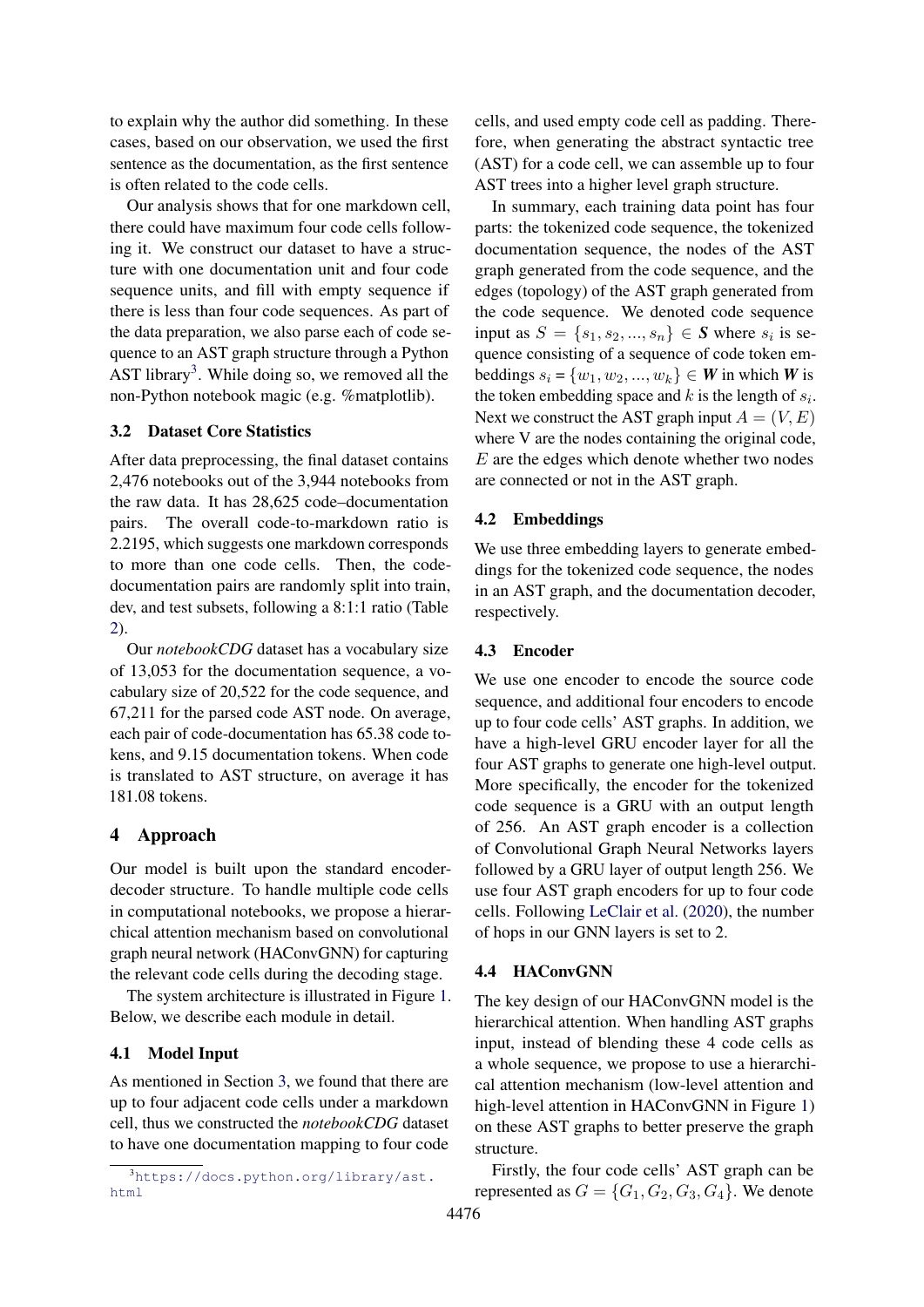to explain why the author did something. In these cases, based on our observation, we used the first sentence as the documentation, as the first sentence is often related to the code cells.

Our analysis shows that for one markdown cell, there could have maximum four code cells following it. We construct our dataset to have a structure with one documentation unit and four code sequence units, and fill with empty sequence if there is less than four code sequences. As part of the data preparation, we also parse each of code sequence to an AST graph structure through a Python AST library[3]. While doing so, we removed all the non-Python notebook magic (e.g. %matplotlib).

### 3.2 Dataset Core Statistics

After data preprocessing, the final dataset contains 2,476 notebooks out of the 3,944 notebooks from the raw data. It has 28,625 code–documentation pairs. The overall code-to-markdown ratio is 2.2195, which suggests one markdown corresponds to more than one code cells. Then, the code-documentation pairs are randomly split into train, dev, and test subsets, following a 8:1:1 ratio (Table 2).

Our *notebookCDG* dataset has a vocabulary size of 13,053 for the documentation sequence, a vocabulary size of 20,522 for the code sequence, and 67,211 for the parsed code AST node. On average, each pair of code-documentation has 65.38 code tokens, and 9.15 documentation tokens. When code is translated to AST structure, on average it has 181.08 tokens.

## 4 Approach

Our model is built upon the standard encoder-decoder structure. To handle multiple code cells in computational notebooks, we propose a hierarchical attention mechanism based on convolutional graph neural network (HAConvGNN) for capturing the relevant code cells during the decoding stage.

The system architecture is illustrated in Figure 1. Below, we describe each module in detail.

### 4.1 Model Input

As mentioned in Section 3, we found that there are up to four adjacent code cells under a markdown cell, thus we constructed the *notebookCDG* dataset to have one documentation mapping to four code cells, and used empty code cell as padding. Therefore, when generating the abstract syntactic tree (AST) for a code cell, we can assemble up to four AST trees into a higher level graph structure.

In summary, each training data point has four parts: the tokenized code sequence, the tokenized documentation sequence, the nodes of the AST graph generated from the code sequence, and the edges (topology) of the AST graph generated from the code sequence. We denoted code sequence input as $S = \{s_1, s_2, ..., s_n\} \in \boldsymbol{S}$ where $s_i$ is sequence consisting of a sequence of code token embeddings $s_i = \{w_1, w_2, ..., w_k\} \in \boldsymbol{W}$ in which $\boldsymbol{W}$ is the token embedding space and $k$ is the length of $s_i$. Next we construct the AST graph input $A = (V, E)$ where V are the nodes containing the original code, $E$ are the edges which denote whether two nodes are connected or not in the AST graph.

### 4.2 Embeddings

We use three embedding layers to generate embeddings for the tokenized code sequence, the nodes in an AST graph, and the documentation decoder, respectively.

### 4.3 Encoder

We use one encoder to encode the source code sequence, and additional four encoders to encode up to four code cells' AST graphs. In addition, we have a high-level GRU encoder layer for all the four AST graphs to generate one high-level output. More specifically, the encoder for the tokenized code sequence is a GRU with an output length of 256. An AST graph encoder is a collection of Convolutional Graph Neural Networks layers followed by a GRU layer of output length 256. We use four AST graph encoders for up to four code cells. Following LeClair et al. (2020), the number of hops in our GNN layers is set to 2.

### 4.4 HAConvGNN

The key design of our HAConvGNN model is the hierarchical attention. When handling AST graphs input, instead of blending these 4 code cells as a whole sequence, we propose to use a hierarchical attention mechanism (low-level attention and high-level attention in HAConvGNN in Figure 1) on these AST graphs to better preserve the graph structure.

Firstly, the four code cells' AST graph can be represented as $G = \{G_1, G_2, G_3, G_4\}$. We denote

[3] https://docs.python.org/library/ast.html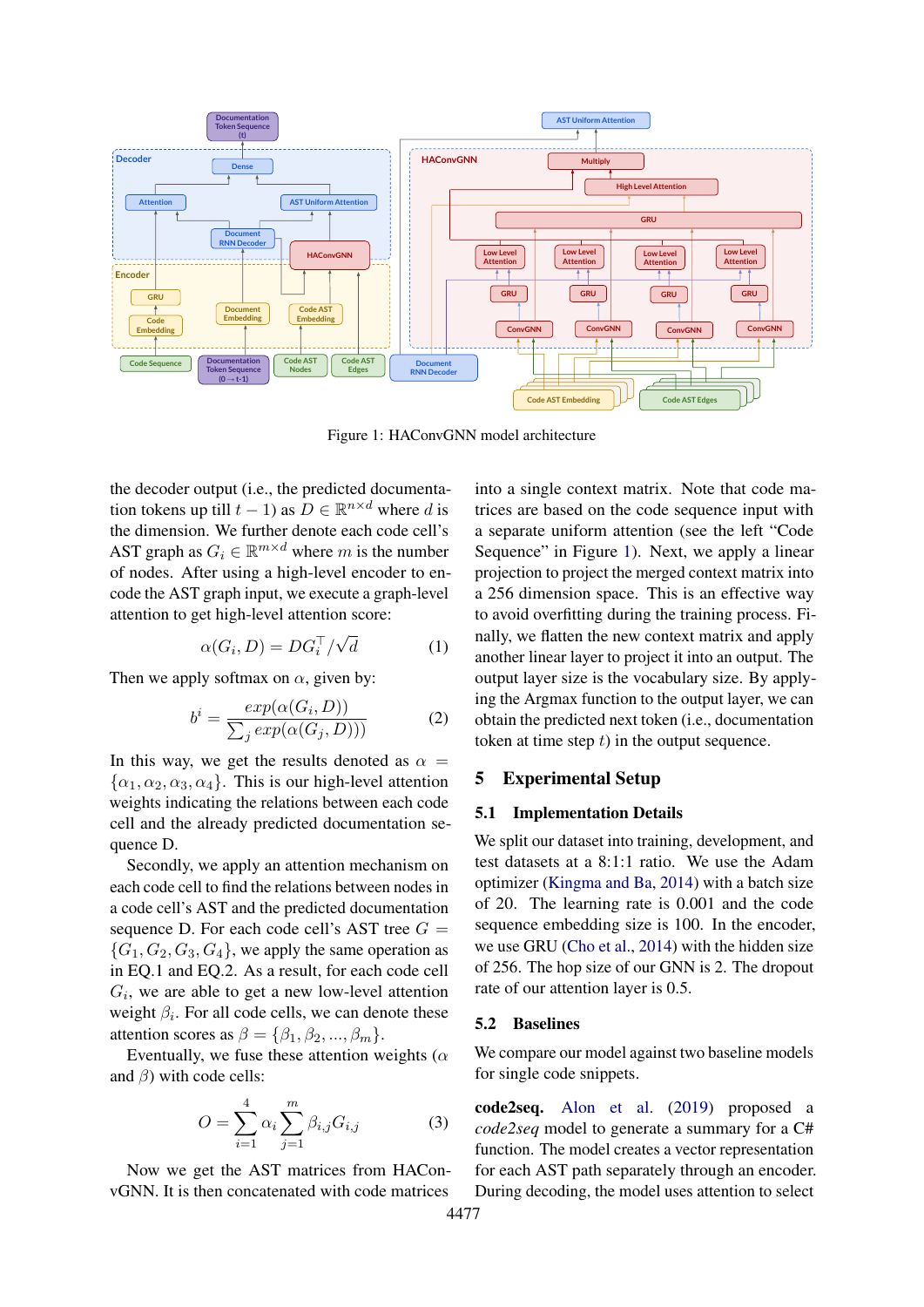Figure 1: HAConvGNN model architecture

the decoder output (i.e., the predicted documentation tokens up till $t-1$) as $D \in \mathbb{R}^{n \times d}$ where $d$ is the dimension. We further denote each code cell's AST graph as $G_i \in \mathbb{R}^{m \times d}$ where $m$ is the number of nodes. After using a high-level encoder to encode the AST graph input, we execute a graph-level attention to get high-level attention score:

$$\alpha(G_i, D) = DG_i^\top / \sqrt{d} \tag{1}$$

Then we apply softmax on $\alpha$, given by:

$$b^i = \frac{exp(\alpha(G_i, D))}{\sum_j exp(\alpha(G_j, D)))} \tag{2}$$

In this way, we get the results denoted as $\alpha = \{\alpha_1, \alpha_2, \alpha_3, \alpha_4\}$. This is our high-level attention weights indicating the relations between each code cell and the already predicted documentation sequence D.

Secondly, we apply an attention mechanism on each code cell to find the relations between nodes in a code cell's AST and the predicted documentation sequence D. For each code cell's AST tree $G = \{G_1, G_2, G_3, G_4\}$, we apply the same operation as in EQ.1 and EQ.2. As a result, for each code cell $G_i$, we are able to get a new low-level attention weight $\beta_i$. For all code cells, we can denote these attention scores as $\beta = \{\beta_1, \beta_2, ..., \beta_m\}$.

Eventually, we fuse these attention weights ($\alpha$ and $\beta$) with code cells:

$$O = \sum_{i=1}^{4} \alpha_i \sum_{j=1}^{m} \beta_{i,j} G_{i,j} \tag{3}$$

Now we get the AST matrices from HAConvGNN. It is then concatenated with code matrices into a single context matrix. Note that code matrices are based on the code sequence input with a separate uniform attention (see the left "Code Sequence" in Figure 1). Next, we apply a linear projection to project the merged context matrix into a 256 dimension space. This is an effective way to avoid overfitting during the training process. Finally, we flatten the new context matrix and apply another linear layer to project it into an output. The output layer size is the vocabulary size. By applying the Argmax function to the output layer, we can obtain the predicted next token (i.e., documentation token at time step $t$) in the output sequence.

## 5 Experimental Setup

### 5.1 Implementation Details

We split our dataset into training, development, and test datasets at a 8:1:1 ratio. We use the Adam optimizer (Kingma and Ba, 2014) with a batch size of 20. The learning rate is 0.001 and the code sequence embedding size is 100. In the encoder, we use GRU (Cho et al., 2014) with the hidden size of 256. The hop size of our GNN is 2. The dropout rate of our attention layer is 0.5.

### 5.2 Baselines

We compare our model against two baseline models for single code snippets.

**code2seq.** Alon et al. (2019) proposed a *code2seq* model to generate a summary for a C# function. The model creates a vector representation for each AST path separately through an encoder. During decoding, the model uses attention to select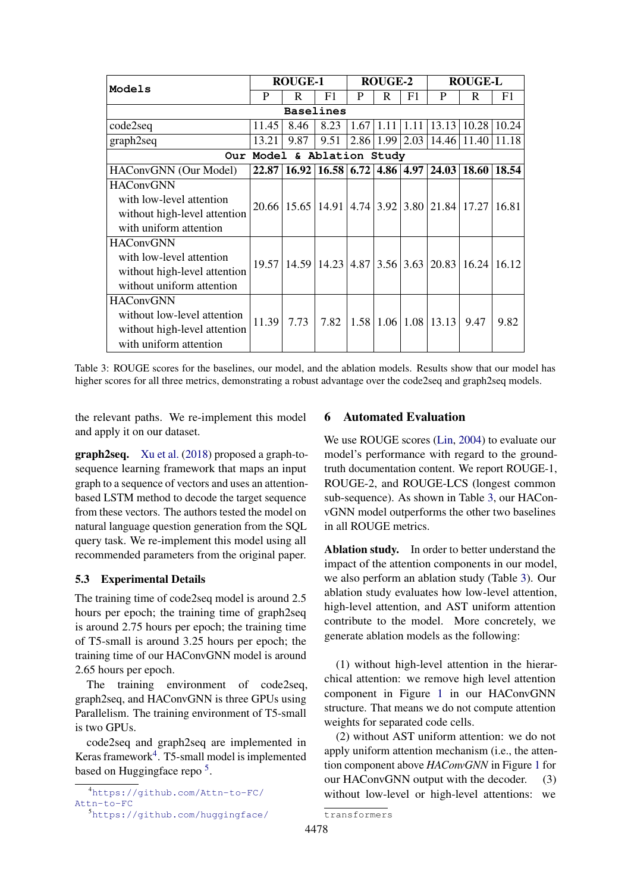| Models | ROUGE-1 | | | ROUGE-2 | | | ROUGE-L | | |
|---|---|---|---|---|---|---|---|---|---|
| | P | R | F1 | P | R | F1 | P | R | F1 |
| **Baselines** | | | | | | | | | |
| code2seq | 11.45 | 8.46 | 8.23 | 1.67 | 1.11 | 1.11 | 13.13 | 10.28 | 10.24 |
| graph2seq | 13.21 | 9.87 | 9.51 | 2.86 | 1.99 | 2.03 | 14.46 | 11.40 | 11.18 |
| **Our Model & Ablation Study** | | | | | | | | | |
| HAConvGNN (Our Model) | **22.87** | **16.92** | **16.58** | **6.72** | **4.86** | **4.97** | **24.03** | **18.60** | **18.54** |
| HAConvGNN with low-level attention without high-level attention with uniform attention | 20.66 | 15.65 | 14.91 | 4.74 | 3.92 | 3.80 | 21.84 | 17.27 | 16.81 |
| HAConvGNN with low-level attention without high-level attention without uniform attention | 19.57 | 14.59 | 14.23 | 4.87 | 3.56 | 3.63 | 20.83 | 16.24 | 16.12 |
| HAConvGNN without low-level attention without high-level attention with uniform attention | 11.39 | 7.73 | 7.82 | 1.58 | 1.06 | 1.08 | 13.13 | 9.47 | 9.82 |

Table 3: ROUGE scores for the baselines, our model, and the ablation models. Results show that our model has higher scores for all three metrics, demonstrating a robust advantage over the code2seq and graph2seq models.

the relevant paths. We re-implement this model and apply it on our dataset.

**graph2seq.** Xu et al. (2018) proposed a graph-to-sequence learning framework that maps an input graph to a sequence of vectors and uses an attention-based LSTM method to decode the target sequence from these vectors. The authors tested the model on natural language question generation from the SQL query task. We re-implement this model using all recommended parameters from the original paper.

### 5.3 Experimental Details

The training time of code2seq model is around 2.5 hours per epoch; the training time of graph2seq is around 2.75 hours per epoch; the training time of T5-small is around 3.25 hours per epoch; the training time of our HAConvGNN model is around 2.65 hours per epoch.

The training environment of code2seq, graph2seq, and HAConvGNN is three GPUs using Parallelism. The training environment of T5-small is two GPUs.

code2seq and graph2seq are implemented in Keras framework[4]. T5-small model is implemented based on Huggingface repo [5].

[4] https://github.com/Attn-to-FC/Attn-to-FC

[5] https://github.com/huggingface/transformers

## 6 Automated Evaluation

We use ROUGE scores (Lin, 2004) to evaluate our model's performance with regard to the ground-truth documentation content. We report ROUGE-1, ROUGE-2, and ROUGE-LCS (longest common sub-sequence). As shown in Table 3, our HAConvGNN model outperforms the other two baselines in all ROUGE metrics.

**Ablation study.** In order to better understand the impact of the attention components in our model, we also perform an ablation study (Table 3). Our ablation study evaluates how low-level attention, high-level attention, and AST uniform attention contribute to the model. More concretely, we generate ablation models as the following:

(1) without high-level attention in the hierarchical attention: we remove high level attention component in Figure 1 in our HAConvGNN structure. That means we do not compute attention weights for separated code cells.

(2) without AST uniform attention: we do not apply uniform attention mechanism (i.e., the attention component above *HAConvGNN* in Figure 1 for our HAConvGNN output with the decoder. (3) without low-level or high-level attentions: we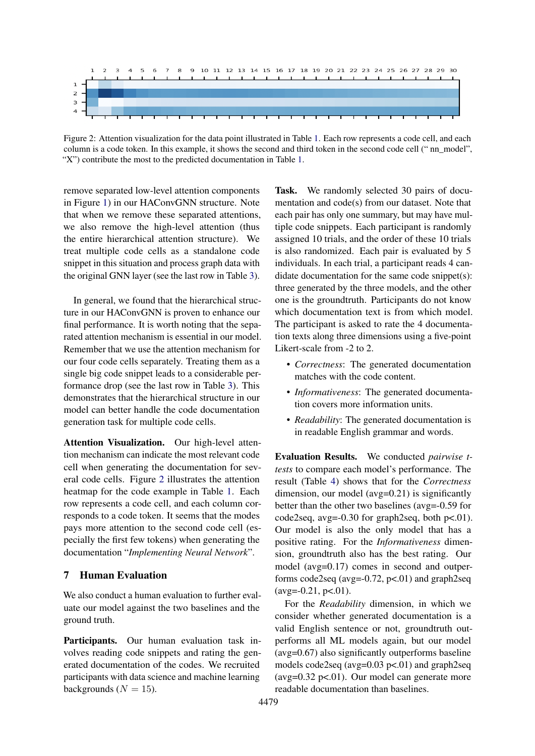Figure 2: Attention visualization for the data point illustrated in Table 1. Each row represents a code cell, and each column is a code token. In this example, it shows the second and third token in the second code cell (" nn_model", "X") contribute the most to the predicted documentation in Table 1.

remove separated low-level attention components in Figure 1) in our HAConvGNN structure. Note that when we remove these separated attentions, we also remove the high-level attention (thus the entire hierarchical attention structure). We treat multiple code cells as a standalone code snippet in this situation and process graph data with the original GNN layer (see the last row in Table 3).

In general, we found that the hierarchical structure in our HAConvGNN is proven to enhance our final performance. It is worth noting that the separated attention mechanism is essential in our model. Remember that we use the attention mechanism for our four code cells separately. Treating them as a single big code snippet leads to a considerable performance drop (see the last row in Table 3). This demonstrates that the hierarchical structure in our model can better handle the code documentation generation task for multiple code cells.

**Attention Visualization.** Our high-level attention mechanism can indicate the most relevant code cell when generating the documentation for several code cells. Figure 2 illustrates the attention heatmap for the code example in Table 1. Each row represents a code cell, and each column corresponds to a code token. It seems that the modes pays more attention to the second code cell (especially the first few tokens) when generating the documentation "*Implementing Neural Network*".

## 7 Human Evaluation

We also conduct a human evaluation to further evaluate our model against the two baselines and the ground truth.

**Participants.** Our human evaluation task involves reading code snippets and rating the generated documentation of the codes. We recruited participants with data science and machine learning backgrounds ($N = 15$).

**Task.** We randomly selected 30 pairs of documentation and code(s) from our dataset. Note that each pair has only one summary, but may have multiple code snippets. Each participant is randomly assigned 10 trials, and the order of these 10 trials is also randomized. Each pair is evaluated by 5 individuals. In each trial, a participant reads 4 candidate documentation for the same code snippet(s): three generated by the three models, and the other one is the groundtruth. Participants do not know which documentation text is from which model. The participant is asked to rate the 4 documentation texts along three dimensions using a five-point Likert-scale from -2 to 2.

- *Correctness*: The generated documentation matches with the code content.
- *Informativeness*: The generated documentation covers more information units.
- *Readability*: The generated documentation is in readable English grammar and words.

**Evaluation Results.** We conducted *pairwise t-tests* to compare each model's performance. The result (Table 4) shows that for the *Correctness* dimension, our model (avg=0.21) is significantly better than the other two baselines (avg=-0.59 for code2seq, avg=-0.30 for graph2seq, both p<.01). Our model is also the only model that has a positive rating. For the *Informativeness* dimension, groundtruth also has the best rating. Our model (avg=0.17) comes in second and outperforms code2seq (avg=-0.72, p<.01) and graph2seq (avg=-0.21, p<.01).

For the *Readability* dimension, in which we consider whether generated documentation is a valid English sentence or not, groundtruth outperforms all ML models again, but our model (avg=0.67) also significantly outperforms baseline models code2seq (avg=0.03 p<.01) and graph2seq (avg=0.32 p<.01). Our model can generate more readable documentation than baselines.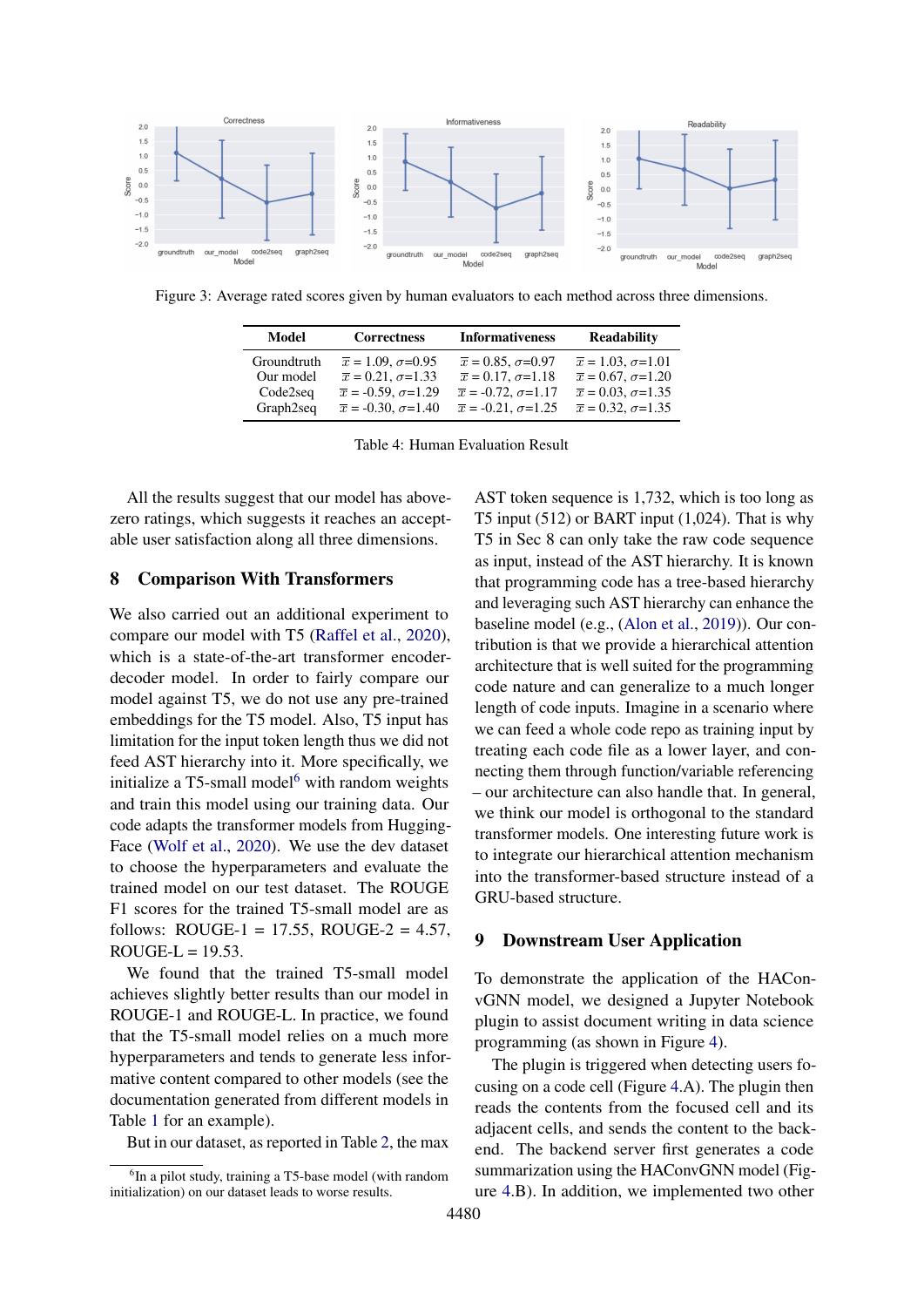Figure 3: Average rated scores given by human evaluators to each method across three dimensions.

| Model | Correctness | Informativeness | Readability |
|---|---|---|---|
| Groundtruth | $\overline{x} = 1.09$, $\sigma$=0.95 | $\overline{x} = 0.85$, $\sigma$=0.97 | $\overline{x} = 1.03$, $\sigma$=1.01 |
| Our model | $\overline{x} = 0.21$, $\sigma$=1.33 | $\overline{x} = 0.17$, $\sigma$=1.18 | $\overline{x} = 0.67$, $\sigma$=1.20 |
| Code2seq | $\overline{x} = -0.59$, $\sigma$=1.29 | $\overline{x} = -0.72$, $\sigma$=1.17 | $\overline{x} = 0.03$, $\sigma$=1.35 |
| Graph2seq | $\overline{x} = -0.30$, $\sigma$=1.40 | $\overline{x} = -0.21$, $\sigma$=1.25 | $\overline{x} = 0.32$, $\sigma$=1.35 |

Table 4: Human Evaluation Result

All the results suggest that our model has above-zero ratings, which suggests it reaches an acceptable user satisfaction along all three dimensions.

## 8 Comparison With Transformers

We also carried out an additional experiment to compare our model with T5 (Raffel et al., 2020), which is a state-of-the-art transformer encoder-decoder model. In order to fairly compare our model against T5, we do not use any pre-trained embeddings for the T5 model. Also, T5 input has limitation for the input token length thus we did not feed AST hierarchy into it. More specifically, we initialize a T5-small model[6] with random weights and train this model using our training data. Our code adapts the transformer models from HuggingFace (Wolf et al., 2020). We use the dev dataset to choose the hyperparameters and evaluate the trained model on our test dataset. The ROUGE F1 scores for the trained T5-small model are as follows: ROUGE-1 = 17.55, ROUGE-2 = 4.57, ROUGE-L = 19.53.

We found that the trained T5-small model achieves slightly better results than our model in ROUGE-1 and ROUGE-L. In practice, we found that the T5-small model relies on a much more hyperparameters and tends to generate less informative content compared to other models (see the documentation generated from different models in Table 1 for an example).

But in our dataset, as reported in Table 2, the max AST token sequence is 1,732, which is too long as T5 input (512) or BART input (1,024). That is why T5 in Sec 8 can only take the raw code sequence as input, instead of the AST hierarchy. It is known that programming code has a tree-based hierarchy and leveraging such AST hierarchy can enhance the baseline model (e.g., (Alon et al., 2019)). Our contribution is that we provide a hierarchical attention architecture that is well suited for the programming code nature and can generalize to a much longer length of code inputs. Imagine in a scenario where we can feed a whole code repo as training input by treating each code file as a lower layer, and connecting them through function/variable referencing – our architecture can also handle that. In general, we think our model is orthogonal to the standard transformer models. One interesting future work is to integrate our hierarchical attention mechanism into the transformer-based structure instead of a GRU-based structure.

## 9 Downstream User Application

To demonstrate the application of the HAConvGNN model, we designed a Jupyter Notebook plugin to assist document writing in data science programming (as shown in Figure 4).

The plugin is triggered when detecting users focusing on a code cell (Figure 4.A). The plugin then reads the contents from the focused cell and its adjacent cells, and sends the content to the backend. The backend server first generates a code summarization using the HAConvGNN model (Figure 4.B). In addition, we implemented two other

[6] In a pilot study, training a T5-base model (with random initialization) on our dataset leads to worse results.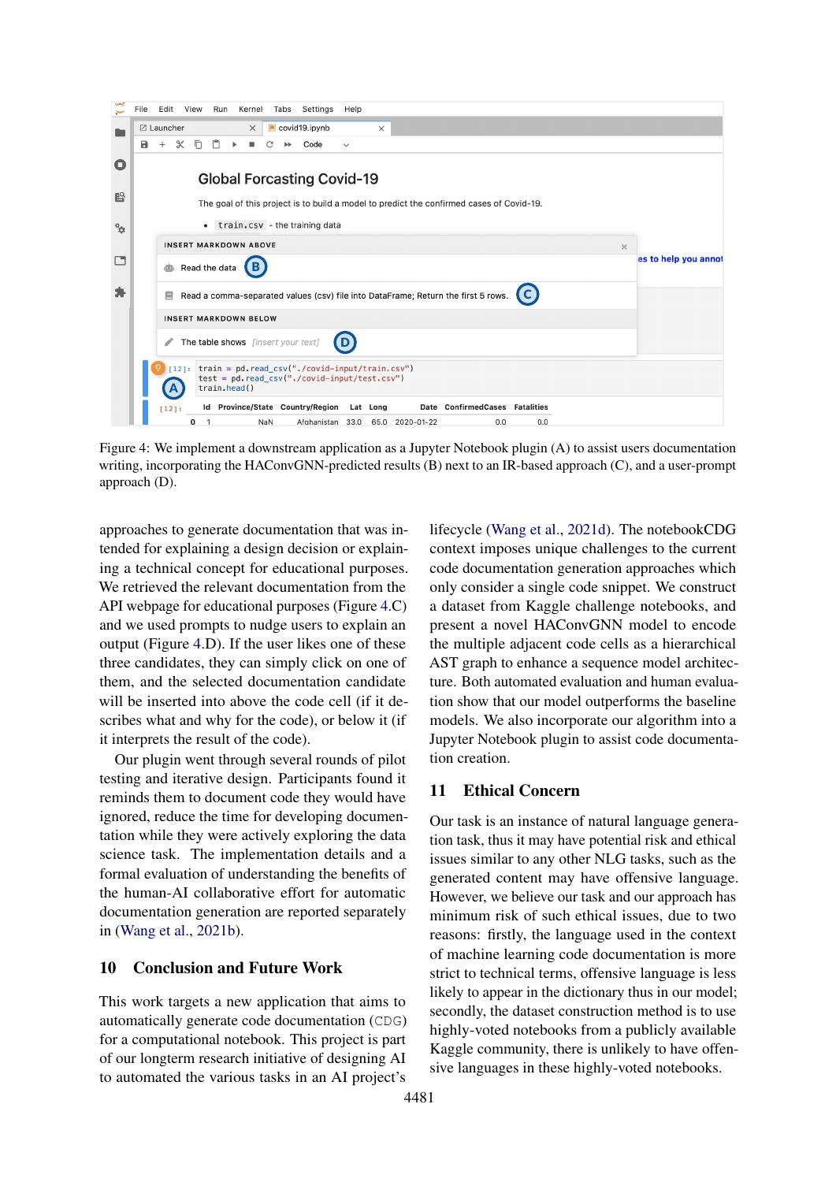Figure 4: We implement a downstream application as a Jupyter Notebook plugin (A) to assist users documentation writing, incorporating the HAConvGNN-predicted results (B) next to an IR-based approach (C), and a user-prompt approach (D).

approaches to generate documentation that was intended for explaining a design decision or explaining a technical concept for educational purposes. We retrieved the relevant documentation from the API webpage for educational purposes (Figure 4.C) and we used prompts to nudge users to explain an output (Figure 4.D). If the user likes one of these three candidates, they can simply click on one of them, and the selected documentation candidate will be inserted into above the code cell (if it describes what and why for the code), or below it (if it interprets the result of the code).

Our plugin went through several rounds of pilot testing and iterative design. Participants found it reminds them to document code they would have ignored, reduce the time for developing documentation while they were actively exploring the data science task. The implementation details and a formal evaluation of understanding the benefits of the human-AI collaborative effort for automatic documentation generation are reported separately in (Wang et al., 2021b).

## 10 Conclusion and Future Work

This work targets a new application that aims to automatically generate code documentation (CDG) for a computational notebook. This project is part of our longterm research initiative of designing AI to automated the various tasks in an AI project's lifecycle (Wang et al., 2021d). The notebookCDG context imposes unique challenges to the current code documentation generation approaches which only consider a single code snippet. We construct a dataset from Kaggle challenge notebooks, and present a novel HAConvGNN model to encode the multiple adjacent code cells as a hierarchical AST graph to enhance a sequence model architecture. Both automated evaluation and human evaluation show that our model outperforms the baseline models. We also incorporate our algorithm into a Jupyter Notebook plugin to assist code documentation creation.

## 11 Ethical Concern

Our task is an instance of natural language generation task, thus it may have potential risk and ethical issues similar to any other NLG tasks, such as the generated content may have offensive language. However, we believe our task and our approach has minimum risk of such ethical issues, due to two reasons: firstly, the language used in the context of machine learning code documentation is more strict to technical terms, offensive language is less likely to appear in the dictionary thus in our model; secondly, the dataset construction method is to use highly-voted notebooks from a publicly available Kaggle community, there is unlikely to have offensive languages in these highly-voted notebooks.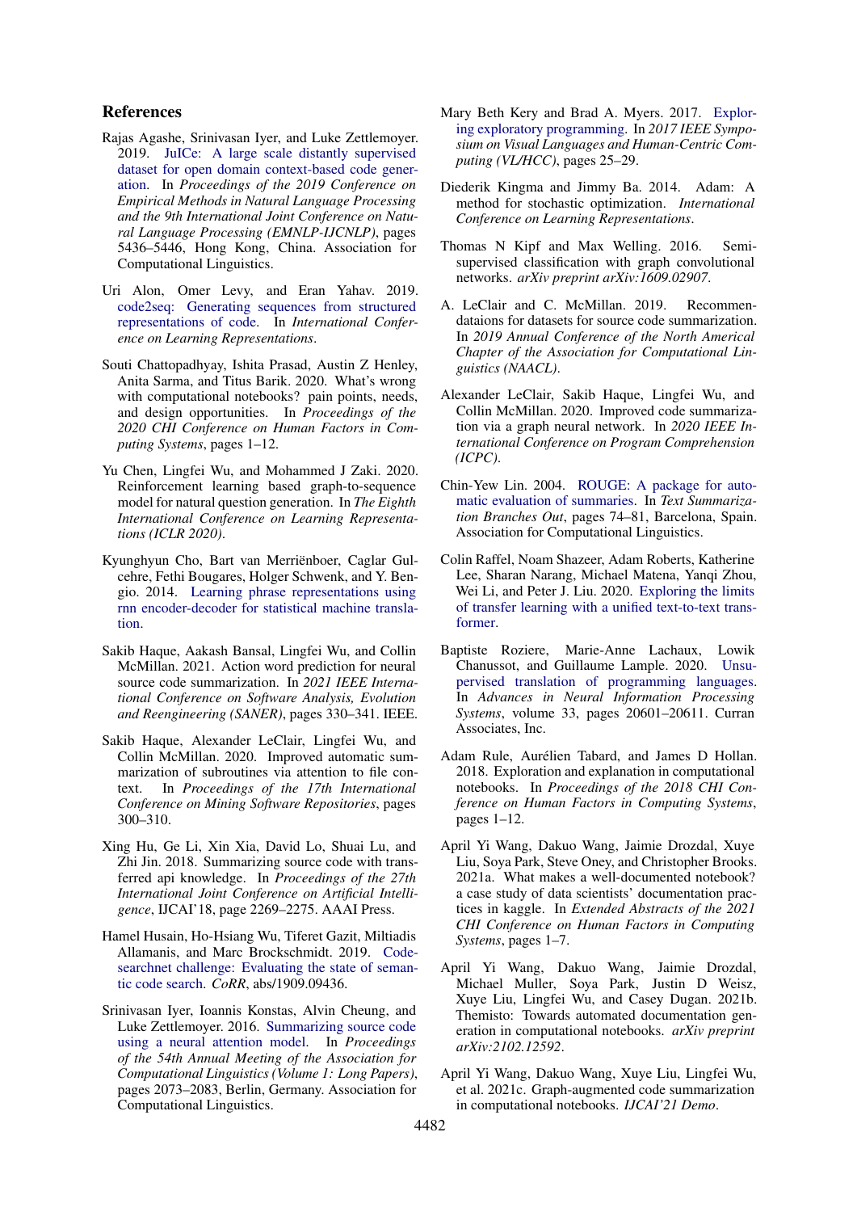## References

Rajas Agashe, Srinivasan Iyer, and Luke Zettlemoyer. 2019. JuICe: A large scale distantly supervised dataset for open domain context-based code generation. In *Proceedings of the 2019 Conference on Empirical Methods in Natural Language Processing and the 9th International Joint Conference on Natural Language Processing (EMNLP-IJCNLP)*, pages 5436–5446, Hong Kong, China. Association for Computational Linguistics.

Uri Alon, Omer Levy, and Eran Yahav. 2019. code2seq: Generating sequences from structured representations of code. In *International Conference on Learning Representations*.

Souti Chattopadhyay, Ishita Prasad, Austin Z Henley, Anita Sarma, and Titus Barik. 2020. What's wrong with computational notebooks? pain points, needs, and design opportunities. In *Proceedings of the 2020 CHI Conference on Human Factors in Computing Systems*, pages 1–12.

Yu Chen, Lingfei Wu, and Mohammed J Zaki. 2020. Reinforcement learning based graph-to-sequence model for natural question generation. In *The Eighth International Conference on Learning Representations (ICLR 2020)*.

Kyunghyun Cho, Bart van Merriënboer, Caglar Gulcehre, Fethi Bougares, Holger Schwenk, and Y. Bengio. 2014. Learning phrase representations using rnn encoder-decoder for statistical machine translation.

Sakib Haque, Aakash Bansal, Lingfei Wu, and Collin McMillan. 2021. Action word prediction for neural source code summarization. In *2021 IEEE International Conference on Software Analysis, Evolution and Reengineering (SANER)*, pages 330–341. IEEE.

Sakib Haque, Alexander LeClair, Lingfei Wu, and Collin McMillan. 2020. Improved automatic summarization of subroutines via attention to file context. In *Proceedings of the 17th International Conference on Mining Software Repositories*, pages 300–310.

Xing Hu, Ge Li, Xin Xia, David Lo, Shuai Lu, and Zhi Jin. 2018. Summarizing source code with transferred api knowledge. In *Proceedings of the 27th International Joint Conference on Artificial Intelligence*, IJCAI'18, page 2269–2275. AAAI Press.

Hamel Husain, Ho-Hsiang Wu, Tiferet Gazit, Miltiadis Allamanis, and Marc Brockschmidt. 2019. Codesearchnet challenge: Evaluating the state of semantic code search. *CoRR*, abs/1909.09436.

Srinivasan Iyer, Ioannis Konstas, Alvin Cheung, and Luke Zettlemoyer. 2016. Summarizing source code using a neural attention model. In *Proceedings of the 54th Annual Meeting of the Association for Computational Linguistics (Volume 1: Long Papers)*, pages 2073–2083, Berlin, Germany. Association for Computational Linguistics.

Mary Beth Kery and Brad A. Myers. 2017. Exploring exploratory programming. In *2017 IEEE Symposium on Visual Languages and Human-Centric Computing (VL/HCC)*, pages 25–29.

Diederik Kingma and Jimmy Ba. 2014. Adam: A method for stochastic optimization. *International Conference on Learning Representations*.

Thomas N Kipf and Max Welling. 2016. Semi-supervised classification with graph convolutional networks. *arXiv preprint arXiv:1609.02907*.

A. LeClair and C. McMillan. 2019. Recommendataions for datasets for source code summarization. In *2019 Annual Conference of the North Americal Chapter of the Association for Computational Linguistics (NAACL)*.

Alexander LeClair, Sakib Haque, Lingfei Wu, and Collin McMillan. 2020. Improved code summarization via a graph neural network. In *2020 IEEE International Conference on Program Comprehension (ICPC)*.

Chin-Yew Lin. 2004. ROUGE: A package for automatic evaluation of summaries. In *Text Summarization Branches Out*, pages 74–81, Barcelona, Spain. Association for Computational Linguistics.

Colin Raffel, Noam Shazeer, Adam Roberts, Katherine Lee, Sharan Narang, Michael Matena, Yanqi Zhou, Wei Li, and Peter J. Liu. 2020. Exploring the limits of transfer learning with a unified text-to-text transformer.

Baptiste Roziere, Marie-Anne Lachaux, Lowik Chanussot, and Guillaume Lample. 2020. Unsupervised translation of programming languages. In *Advances in Neural Information Processing Systems*, volume 33, pages 20601–20611. Curran Associates, Inc.

Adam Rule, Aurélien Tabard, and James D Hollan. 2018. Exploration and explanation in computational notebooks. In *Proceedings of the 2018 CHI Conference on Human Factors in Computing Systems*, pages 1–12.

April Yi Wang, Dakuo Wang, Jaimie Drozdal, Xuye Liu, Soya Park, Steve Oney, and Christopher Brooks. 2021a. What makes a well-documented notebook? a case study of data scientists' documentation practices in kaggle. In *Extended Abstracts of the 2021 CHI Conference on Human Factors in Computing Systems*, pages 1–7.

April Yi Wang, Dakuo Wang, Jaimie Drozdal, Michael Muller, Soya Park, Justin D Weisz, Xuye Liu, Lingfei Wu, and Casey Dugan. 2021b. Themisto: Towards automated documentation generation in computational notebooks. *arXiv preprint arXiv:2102.12592*.

April Yi Wang, Dakuo Wang, Xuye Liu, Lingfei Wu, et al. 2021c. Graph-augmented code summarization in computational notebooks. *IJCAI'21 Demo*.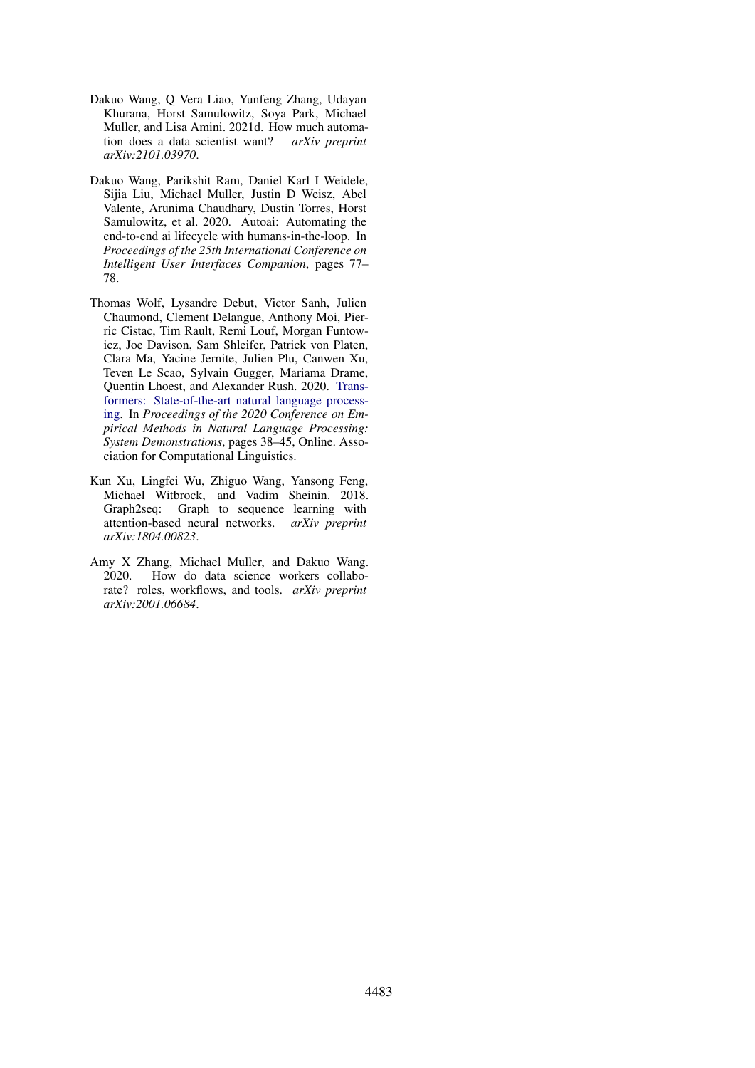Dakuo Wang, Q Vera Liao, Yunfeng Zhang, Udayan Khurana, Horst Samulowitz, Soya Park, Michael Muller, and Lisa Amini. 2021d. How much automation does a data scientist want? *arXiv preprint arXiv:2101.03970*.

Dakuo Wang, Parikshit Ram, Daniel Karl I Weidele, Sijia Liu, Michael Muller, Justin D Weisz, Abel Valente, Arunima Chaudhary, Dustin Torres, Horst Samulowitz, et al. 2020. Autoai: Automating the end-to-end ai lifecycle with humans-in-the-loop. In *Proceedings of the 25th International Conference on Intelligent User Interfaces Companion*, pages 77–78.

Thomas Wolf, Lysandre Debut, Victor Sanh, Julien Chaumond, Clement Delangue, Anthony Moi, Pierric Cistac, Tim Rault, Remi Louf, Morgan Funtowicz, Joe Davison, Sam Shleifer, Patrick von Platen, Clara Ma, Yacine Jernite, Julien Plu, Canwen Xu, Teven Le Scao, Sylvain Gugger, Mariama Drame, Quentin Lhoest, and Alexander Rush. 2020. Transformers: State-of-the-art natural language processing. In *Proceedings of the 2020 Conference on Empirical Methods in Natural Language Processing: System Demonstrations*, pages 38–45, Online. Association for Computational Linguistics.

Kun Xu, Lingfei Wu, Zhiguo Wang, Yansong Feng, Michael Witbrock, and Vadim Sheinin. 2018. Graph2seq: Graph to sequence learning with attention-based neural networks. *arXiv preprint arXiv:1804.00823*.

Amy X Zhang, Michael Muller, and Dakuo Wang. 2020. How do data science workers collaborate? roles, workflows, and tools. *arXiv preprint arXiv:2001.06684*.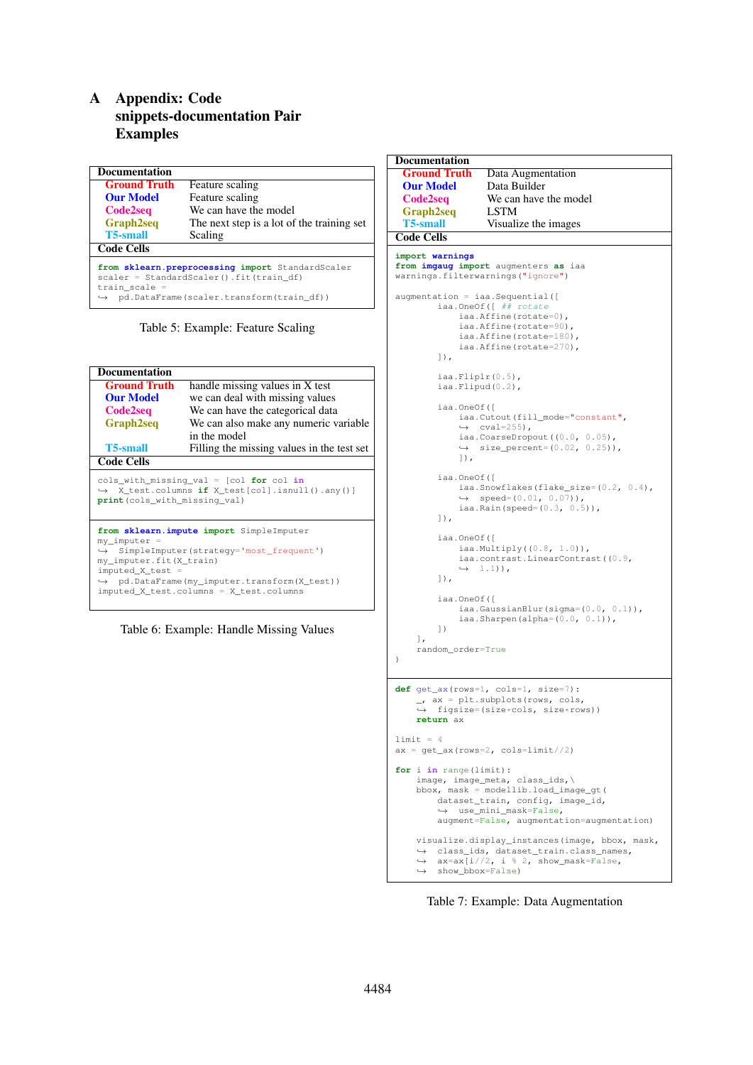# A Appendix: Code snippets-documentation Pair Examples

| Documentation | |
|---|---|
| **Ground Truth** | Feature scaling |
| **Our Model** | Feature scaling |
| **Code2seq** | We can have the model |
| **Graph2seq** | The next step is a lot of the training set |
| **T5-small** | Scaling |
| **Code Cells** | |

```
from sklearn.preprocessing import StandardScaler
scaler = StandardScaler().fit(train_df)
train_scale =
↪ pd.DataFrame(scaler.transform(train_df))
```

Table 5: Example: Feature Scaling

| Documentation | |
|---|---|
| **Ground Truth** | handle missing values in X test |
| **Our Model** | we can deal with missing values |
| **Code2seq** | We can have the categorical data |
| **Graph2seq** | We can also make any numeric variable in the model |
| **T5-small** | Filling the missing values in the test set |
| **Code Cells** | |

```
cols_with_missing_val = [col for col in
↪ X_test.columns if X_test[col].isnull().any()]
print(cols_with_missing_val)
```

```
from sklearn.impute import SimpleImputer
my_imputer =
↪ SimpleImputer(strategy='most_frequent')
my_imputer.fit(X_train)
imputed_X_test =
↪ pd.DataFrame(my_imputer.transform(X_test))
imputed_X_test.columns = X_test.columns
```

Table 6: Example: Handle Missing Values

| Documentation | |
|---|---|
| **Ground Truth** | Data Augmentation |
| **Our Model** | Data Builder |
| **Code2seq** | We can have the model |
| **Graph2seq** | LSTM |
| **T5-small** | Visualize the images |
| **Code Cells** | |

```
import warnings
from imgaug import augmenters as iaa
warnings.filterwarnings("ignore")

augmentation = iaa.Sequential([
        iaa.OneOf([ ## rotate
            iaa.Affine(rotate=0),
            iaa.Affine(rotate=90),
            iaa.Affine(rotate=180),
            iaa.Affine(rotate=270),
        ]),

        iaa.Fliplr(0.5),
        iaa.Flipud(0.2),

        iaa.OneOf([
            iaa.Cutout(fill_mode="constant",
            ↪ cval=255),
            iaa.CoarseDropout((0.0, 0.05),
            ↪ size_percent=(0.02, 0.25)),
            ]),

        iaa.OneOf([
            iaa.Snowflakes(flake_size=(0.2, 0.4),
            ↪ speed=(0.01, 0.07)),
            iaa.Rain(speed=(0.3, 0.5)),
        ]),

        iaa.OneOf([
            iaa.Multiply((0.8, 1.0)),
            iaa.contrast.LinearContrast((0.9,
            ↪ 1.1)),
        ]),

        iaa.OneOf([
            iaa.GaussianBlur(sigma=(0.0, 0.1)),
            iaa.Sharpen(alpha=(0.0, 0.1)),
        ])
    ],
    random_order=True
)
```

```
def get_ax(rows=1, cols=1, size=7):
    _, ax = plt.subplots(rows, cols,
    ↪ figsize=(size*cols, size*rows))
    return ax

limit = 4
ax = get_ax(rows=2, cols=limit//2)

for i in range(limit):
    image, image_meta, class_ids,\
    bbox, mask = modellib.load_image_gt(
        dataset_train, config, image_id,
        ↪ use_mini_mask=False,
        augment=False, augmentation=augmentation)

    visualize.display_instances(image, bbox, mask,
    ↪ class_ids, dataset_train.class_names,
    ↪ ax=ax[i//2, i % 2], show_mask=False,
    ↪ show_bbox=False)
```

Table 7: Example: Data Augmentation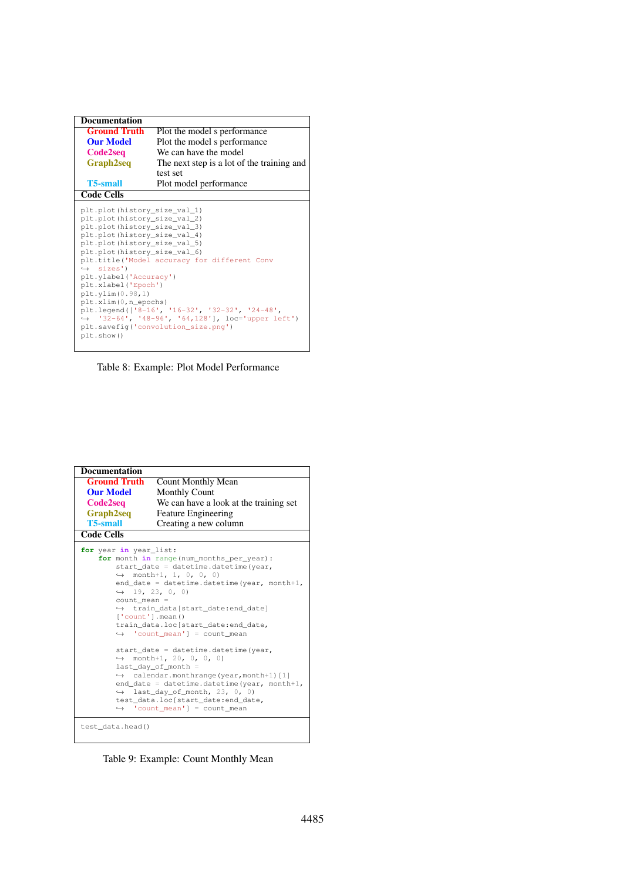| **Documentation** | |
|---|---|
| **Ground Truth** | Plot the model s performance |
| **Our Model** | Plot the model s performance |
| **Code2seq** | We can have the model |
| **Graph2seq** | The next step is a lot of the training and test set |
| **T5-small** | Plot model performance |
| **Code Cells** | |

```
plt.plot(history_size_val_1)
plt.plot(history_size_val_2)
plt.plot(history_size_val_3)
plt.plot(history_size_val_4)
plt.plot(history_size_val_5)
plt.plot(history_size_val_6)
plt.title('Model accuracy for different Conv
↪ sizes')
plt.ylabel('Accuracy')
plt.xlabel('Epoch')
plt.ylim(0.98,1)
plt.xlim(0,n_epochs)
plt.legend(['8-16', '16-32', '32-32', '24-48',
↪ '32-64', '48-96', '64,128'], loc='upper left')
plt.savefig('convolution_size.png')
plt.show()
```

Table 8: Example: Plot Model Performance

| **Documentation** | |
|---|---|
| **Ground Truth** | Count Monthly Mean |
| **Our Model** | Monthly Count |
| **Code2seq** | We can have a look at the training set |
| **Graph2seq** | Feature Engineering |
| **T5-small** | Creating a new column |
| **Code Cells** | |

```
for year in year_list:
    for month in range(num_months_per_year):
        start_date = datetime.datetime(year,
        ↪ month+1, 1, 0, 0, 0)
        end_date = datetime.datetime(year, month+1,
        ↪ 19, 23, 0, 0)
        count_mean =
        ↪ train_data[start_date:end_date]
        ['count'].mean()
        train_data.loc[start_date:end_date,
        ↪ 'count_mean'] = count_mean

        start_date = datetime.datetime(year,
        ↪ month+1, 20, 0, 0, 0)
        last_day_of_month =
        ↪ calendar.monthrange(year,month+1)[1]
        end_date = datetime.datetime(year, month+1,
        ↪ last_day_of_month, 23, 0, 0)
        test_data.loc[start_date:end_date,
        ↪ 'count_mean'] = count_mean
```

```
test_data.head()
```

Table 9: Example: Count Monthly Mean